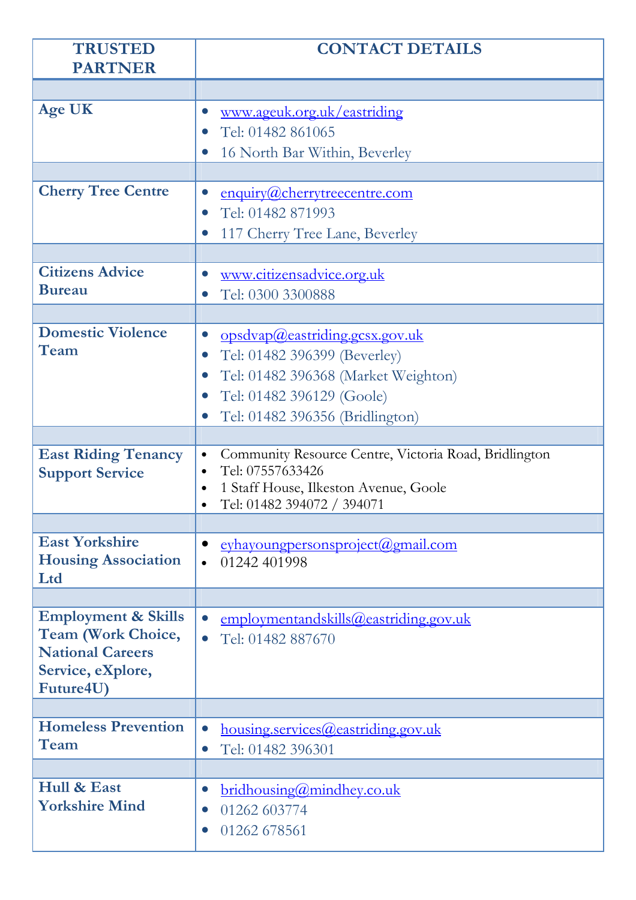| TRUSTED PARTNER | CONTACT DETAILS |
|---|---|
| **Age UK** | • www.ageuk.org.uk/eastriding<br>• Tel: 01482 861065<br>• 16 North Bar Within, Beverley |
| **Cherry Tree Centre** | • enquiry@cherrytreecentre.com<br>• Tel: 01482 871993<br>• 117 Cherry Tree Lane, Beverley |
| **Citizens Advice Bureau** | • www.citizensadvice.org.uk<br>• Tel: 0300 3300888 |
| **Domestic Violence Team** | • opsdvap@eastriding.gcsx.gov.uk<br>• Tel: 01482 396399 (Beverley)<br>• Tel: 01482 396368 (Market Weighton)<br>• Tel: 01482 396129 (Goole)<br>• Tel: 01482 396356 (Bridlington) |
| **East Riding Tenancy Support Service** | • Community Resource Centre, Victoria Road, Bridlington<br>• Tel: 07557633426<br>• 1 Staff House, Ilkeston Avenue, Goole<br>• Tel: 01482 394072 / 394071 |
| **East Yorkshire Housing Association Ltd** | • eyhayoungpersonsproject@gmail.com<br>• 01242 401998 |
| **Employment & Skills Team (Work Choice, National Careers Service, eXplore, Future4U)** | • employmentandskills@eastriding.gov.uk<br>• Tel: 01482 887670 |
| **Homeless Prevention Team** | • housing.services@eastriding.gov.uk<br>• Tel: 01482 396301 |
| **Hull & East Yorkshire Mind** | • bridhousing@mindhey.co.uk<br>• 01262 603774<br>• 01262 678561 |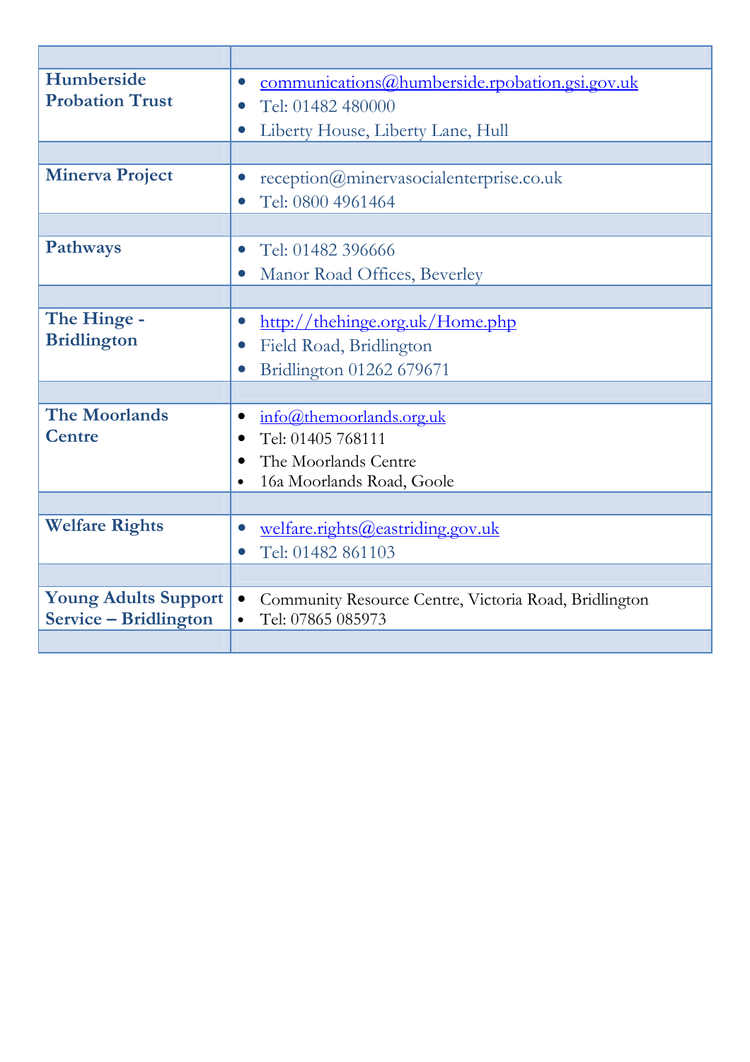| | |
|---|---|
| **Humberside Probation Trust** | • communications@humberside.rpobation.gsi.gov.uk<br>• Tel: 01482 480000<br>• Liberty House, Liberty Lane, Hull |
| | |
| **Minerva Project** | • reception@minervasocialenterprise.co.uk<br>• Tel: 0800 4961464 |
| | |
| **Pathways** | • Tel: 01482 396666<br>• Manor Road Offices, Beverley |
| | |
| **The Hinge - Bridlington** | • http://thehinge.org.uk/Home.php<br>• Field Road, Bridlington<br>• Bridlington 01262 679671 |
| | |
| **The Moorlands Centre** | • info@themoorlands.org.uk<br>• Tel: 01405 768111<br>• The Moorlands Centre<br>• 16a Moorlands Road, Goole |
| | |
| **Welfare Rights** | • welfare.rights@eastriding.gov.uk<br>• Tel: 01482 861103 |
| | |
| **Young Adults Support Service – Bridlington** | • Community Resource Centre, Victoria Road, Bridlington<br>• Tel: 07865 085973 |
| | |